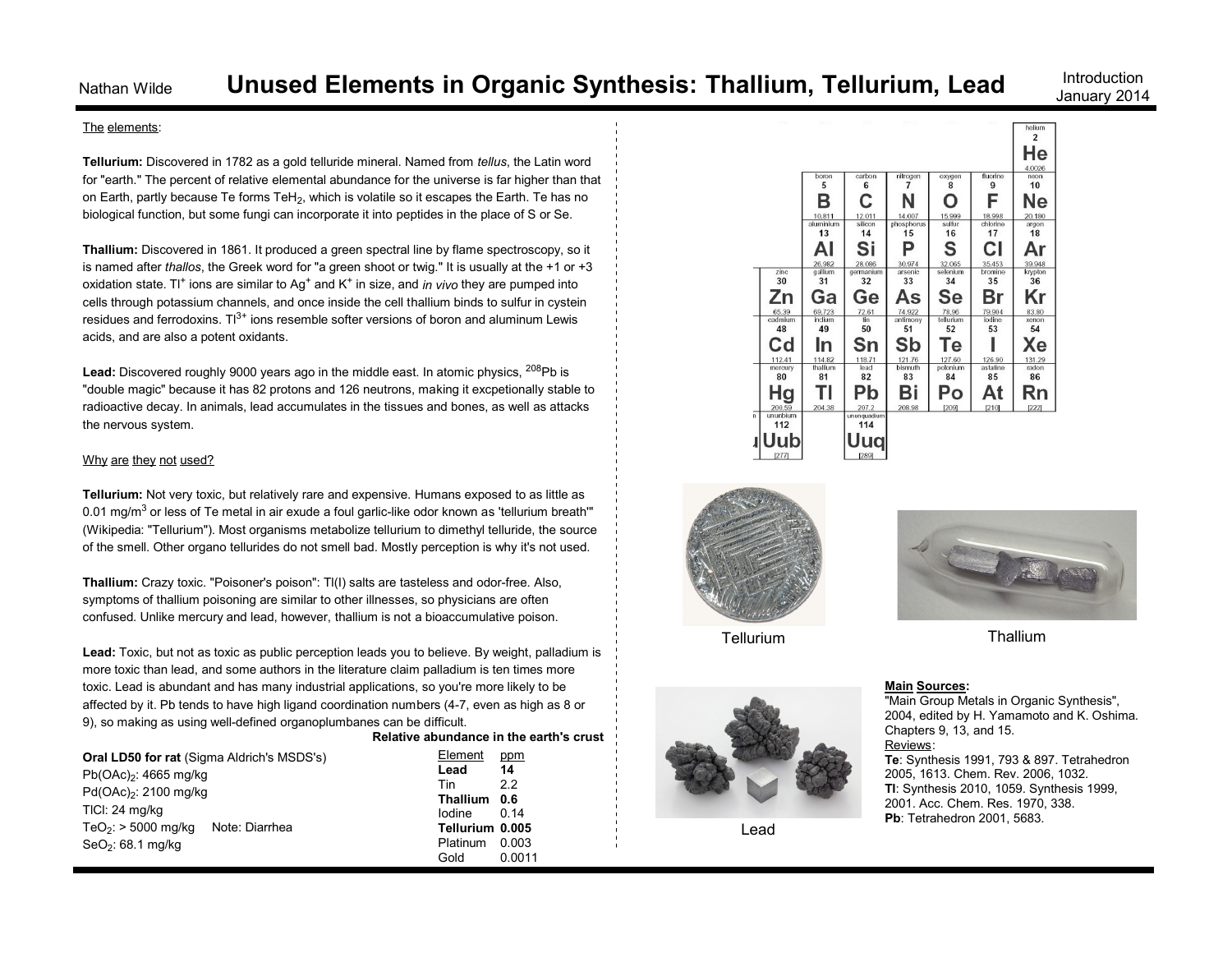# Unused Elements in Organic Synthesis: Thallium, Tellurium, Lead

Nathan Wilde

Introduction
January 2014

The elements:

**Tellurium:** Discovered in 1782 as a gold telluride mineral. Named from *tellus*, the Latin word for "earth." The percent of relative elemental abundance for the universe is far higher than that on Earth, partly because Te forms $TeH_2$, which is volatile so it escapes the Earth. Te has no biological function, but some fungi can incorporate it into peptides in the place of S or Se.

**Thallium:** Discovered in 1861. It produced a green spectral line by flame spectroscopy, so it is named after *thallos*, the Greek word for "a green shoot or twig." It is usually at the +1 or +3 oxidation state. $Tl^+$ ions are similar to $Ag^+$ and $K^+$ in size, and *in vivo* they are pumped into cells through potassium channels, and once inside the cell thallium binds to sulfur in cystein residues and ferrodoxins. $Tl^{3+}$ ions resemble softer versions of boron and aluminum Lewis acids, and are also a potent oxidants.

**Lead:** Discovered roughly 9000 years ago in the middle east. In atomic physics, $^{208}Pb$ is "double magic" because it has 82 protons and 126 neutrons, making it excpetionally stable to radioactive decay. In animals, lead accumulates in the tissues and bones, as well as attacks the nervous system.

Why are they not used?

**Tellurium:** Not very toxic, but relatively rare and expensive. Humans exposed to as little as 0.01 $mg/m^3$ or less of Te metal in air exude a foul garlic-like odor known as 'tellurium breath'" (Wikipedia: "Tellurium"). Most organisms metabolize tellurium to dimethyl telluride, the source of the smell. Other organo tellurides do not smell bad. Mostly perception is why it's not used.

**Thallium:** Crazy toxic. "Poisoner's poison": Tl(I) salts are tasteless and odor-free. Also, symptoms of thallium poisoning are similar to other illnesses, so physicians are often confused. Unlike mercury and lead, however, thallium is not a bioaccumulative poison.

**Lead:** Toxic, but not as toxic as public perception leads you to believe. By weight, palladium is more toxic than lead, and some authors in the literature claim palladium is ten times more toxic. Lead is abundant and has many industrial applications, so you're more likely to be affected by it. Pb tends to have high ligand coordination numbers (4-7, even as high as 8 or 9), so making as using well-defined organoplumbanes can be difficult.

**Oral LD50 for rat** (Sigma Aldrich's MSDS's)

$Pb(OAc)_2$: 4665 mg/kg
$Pd(OAc)_2$: 2100 mg/kg
TlCl: 24 mg/kg
$TeO_2$: > 5000 mg/kg  Note: Diarrhea
$SeO_2$: 68.1 mg/kg

**Relative abundance in the earth's crust**

| Element | ppm |
|---|---|
| **Lead** | **14** |
| Tin | 2.2 |
| **Thallium** | **0.6** |
| Iodine | 0.14 |
| **Tellurium** | **0.005** |
| Platinum | 0.003 |
| Gold | 0.0011 |

Tellurium

Thallium

Lead

**Main Sources:**
"Main Group Metals in Organic Synthesis", 2004, edited by H. Yamamoto and K. Oshima. Chapters 9, 13, and 15.

Reviews:
**Te**: Synthesis 1991, 793 & 897. Tetrahedron 2005, 1613. Chem. Rev. 2006, 1032.
**Tl**: Synthesis 2010, 1059. Synthesis 1999, 2001. Acc. Chem. Res. 1970, 338.
**Pb**: Tetrahedron 2001, 5683.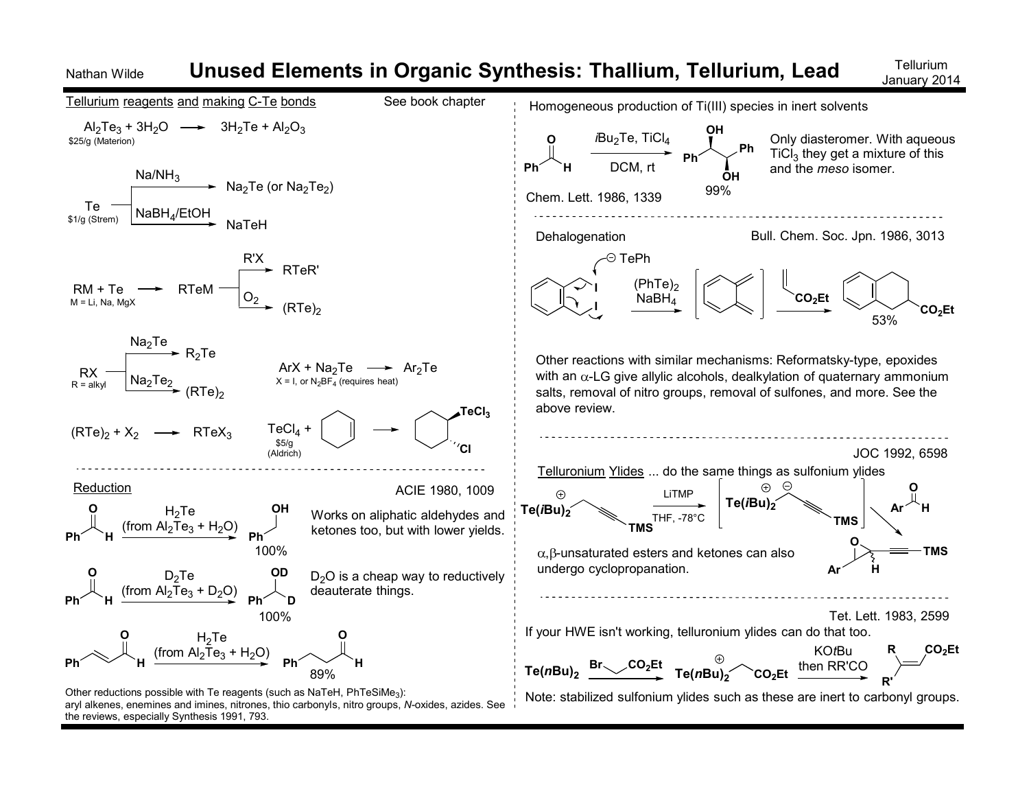# Unused Elements in Organic Synthesis: Thallium, Tellurium, Lead

Nathan Wilde — Tellurium, January 2014

## Tellurium reagents and making C-Te bonds

See book chapter

$Al_2Te_3 + 3H_2O \longrightarrow 3H_2Te + Al_2O_3$

$25/g (Materion)

Te ($1/g (Strem)):
- $Na/NH_3$ → $Na_2Te$ (or $Na_2Te_2$)
- $NaBH_4/EtOH$ → NaTeH

RM + Te → RTeM (M = Li, Na, MgX)
- R'X → RTeR'
- $O_2$ → $(RTe)_2$

RX (R = alkyl):
- $Na_2Te$ → $R_2Te$
- $Na_2Te_2$ → $(RTe)_2$

$ArX + Na_2Te \longrightarrow Ar_2Te$
X = I, or $N_2BF_4$ (requires heat)

$(RTe)_2 + X_2 \longrightarrow RTeX_3$

$TeCl_4$ + cyclohexene → trans-1-$TeCl_3$-2-Cl-cyclohexane
$5/g (Aldrich)

## Reduction

ACIE 1980, 1009

PhCHO → $PhCH_2OH$ ($H_2Te$ (from $Al_2Te_3 + H_2O$)), 100%

Works on aliphatic aldehydes and ketones too, but with lower yields.

PhCHO → PhCHD(OD) ($D_2Te$ (from $Al_2Te_3 + D_2O$)), 100%

$D_2O$ is a cheap way to reductively deuterate things.

PhCH=CHCHO → $PhCH_2CH_2CHO$ ($H_2Te$ (from $Al_2Te_3 + H_2O$)), 89%

Other reductions possible with Te reagents (such as NaTeH, $PhTeSiMe_3$): aryl alkenes, enemines and imines, nitrones, thio carbonyls, nitro groups, *N*-oxides, azides. See the reviews, especially Synthesis 1991, 793.

## Homogeneous production of Ti(III) species in inert solvents

PhCHO → PhCH(OH)CH(OH)Ph ($iBu_2Te$, $TiCl_4$, DCM, rt), 99%

Only diasteromer. With aqueous $TiCl_3$ they get a mixture of this and the *meso* isomer.

Chem. Lett. 1986, 1339

## Dehalogenation

Bull. Chem. Soc. Jpn. 1986, 3013

o-bis(iodomethyl)benzene + $^{\ominus}$TePh ($(PhTe)_2$, $NaBH_4$) → [o-xylylene] → (ethyl acrylate) → ethyl tetralin-2-carboxylate, 53%

Other reactions with similar mechanisms: Reformatsky-type, epoxides with an α-LG give allylic alcohols, dealkylation of quaternary ammonium salts, removal of nitro groups, removal of sulfones, and more. See the above review.

## Telluronium Ylides ... do the same things as sulfonium ylides

JOC 1992, 6598

$Te(iBu)_2^{\oplus}$–$CH_2$–C≡C–TMS → (LiTMP, THF, -78°C) → [$Te(iBu)_2^{\oplus}$–$CH^{\ominus}$–C≡C–TMS] → (ArCHO) → Ar-epoxide–C≡C–TMS

α,β-unsaturated esters and ketones can also undergo cyclopropanation.

Tet. Lett. 1983, 2599

If your HWE isn't working, telluronium ylides can do that too.

$Te(nBu)_2$ → ($BrCH_2CO_2Et$) → $Te(nBu)_2^{\oplus}CH_2CO_2Et$ → (KO*t*Bu then RR'CO) → RR'C=CHCO_2Et

Note: stabilized sulfonium ylides such as these are inert to carbonyl groups.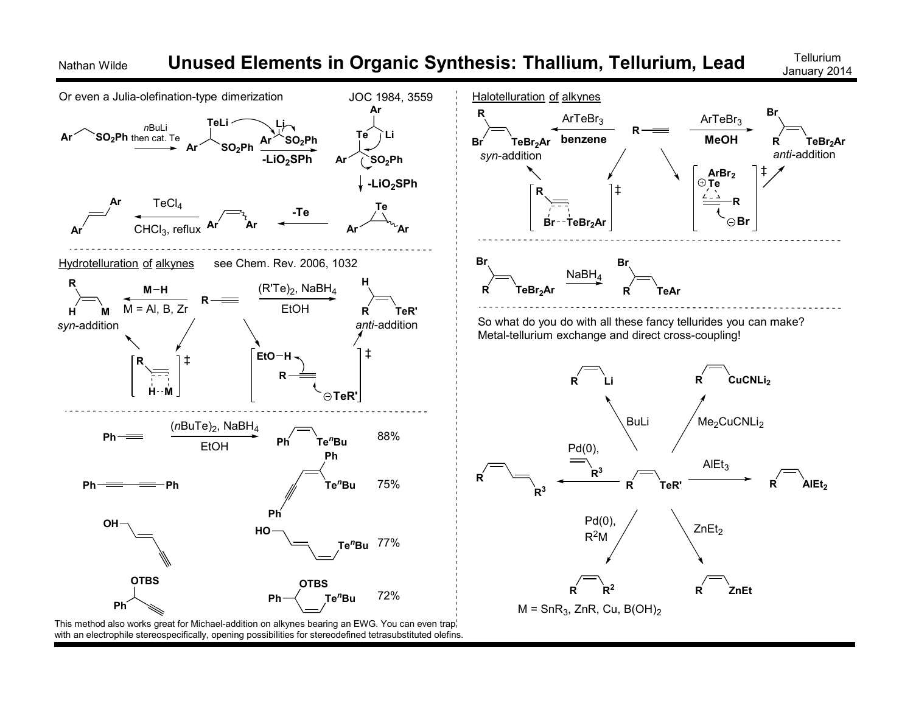Or even a Julia-olefination-type dimerization

JOC 1984, 3559

$nBuLi$ then cat. Te; $-LiO_2SPh$; $-LiO_2SPh$; $-Te$; $TeCl_4$, $CHCl_3$, reflux

## Hydrotelluration of alkynes

see Chem. Rev. 2006, 1032

M–H, M = Al, B, Zr: *syn*-addition

$(R'Te)_2$, $NaBH_4$, EtOH: *anti*-addition

$(nBuTe)_2$, $NaBH_4$, EtOH

| Substrate | Product | Yield |
|---|---|---|
| Ph–C≡CH | (Z)-Ph–CH=CH–Te$^n$Bu | 88% |
| Ph–C≡C–C≡C–Ph | | 75% |
| HO–CH$_2$–CH=CH–C≡CH | | 77% |
| Ph–CH(OTBS)–C≡CH | | 72% |

This method also works great for Michael-addition on alkynes bearing an EWG. You can even trap with an electrophile stereospecifically, opening possibilities for stereodefined tetrasubstituted olefins.

## Halotelluration of alkynes

$ArTeBr_3$, **benzene**: *syn*-addition

$ArTeBr_3$, **MeOH**: *anti*-addition

$NaBH_4$: $TeBr_2Ar \rightarrow TeAr$

So what do you do with all these fancy tellurides you can make?
Metal-tellurium exchange and direct cross-coupling!

- BuLi → vinyl-Li
- $Me_2CuCNLi_2$ → vinyl-$CuCNLi_2$
- $AlEt_3$ → vinyl-$AlEt_2$
- $ZnEt_2$ → vinyl-ZnEt
- Pd(0), $R^2M$ → vinyl-$R^2$
- Pd(0), alkene-$R^3$ → diene-$R^3$

M = $SnR_3$, ZnR, Cu, $B(OH)_2$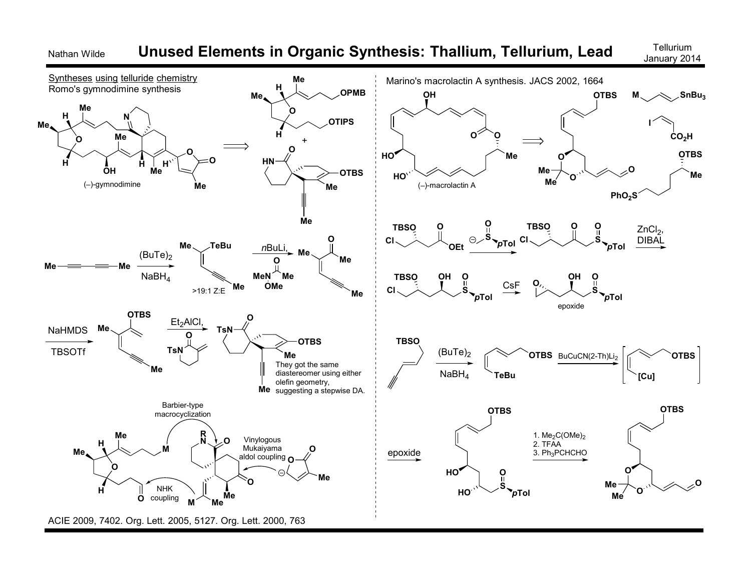# Unused Elements in Organic Synthesis: Thallium, Tellurium, Lead

## Syntheses using telluride chemistry

### Romo's gymnodimine synthesis

(–)-gymnodimine

$Me—≡—≡—Me$ → $(BuTe)_2$, $NaBH_4$ → (>19:1 Z:E) → nBuLi, MeN(OMe)C(O)Me →

NaHMDS, TBSOTf → $Et_2AlCl$ →

They got the same diastereomer using either olefin geometry, suggesting a stepwise DA.

Barbier-type macrocyclization

Vinylogous Mukaiyama aldol coupling

NHK coupling

ACIE 2009, 7402. Org. Lett. 2005, 5127. Org. Lett. 2000, 763

### Marino's macrolactin A synthesis. JACS 2002, 1664

(–)-macrolactin A

ZnCl$_2$, DIBAL

CsF

epoxide

$(BuTe)_2$, $NaBH_4$

$BuCuCN(2\text{-}Th)Li_2$

epoxide

1. $Me_2C(OMe)_2$
2. TFAA
3. $Ph_3PCHCHO$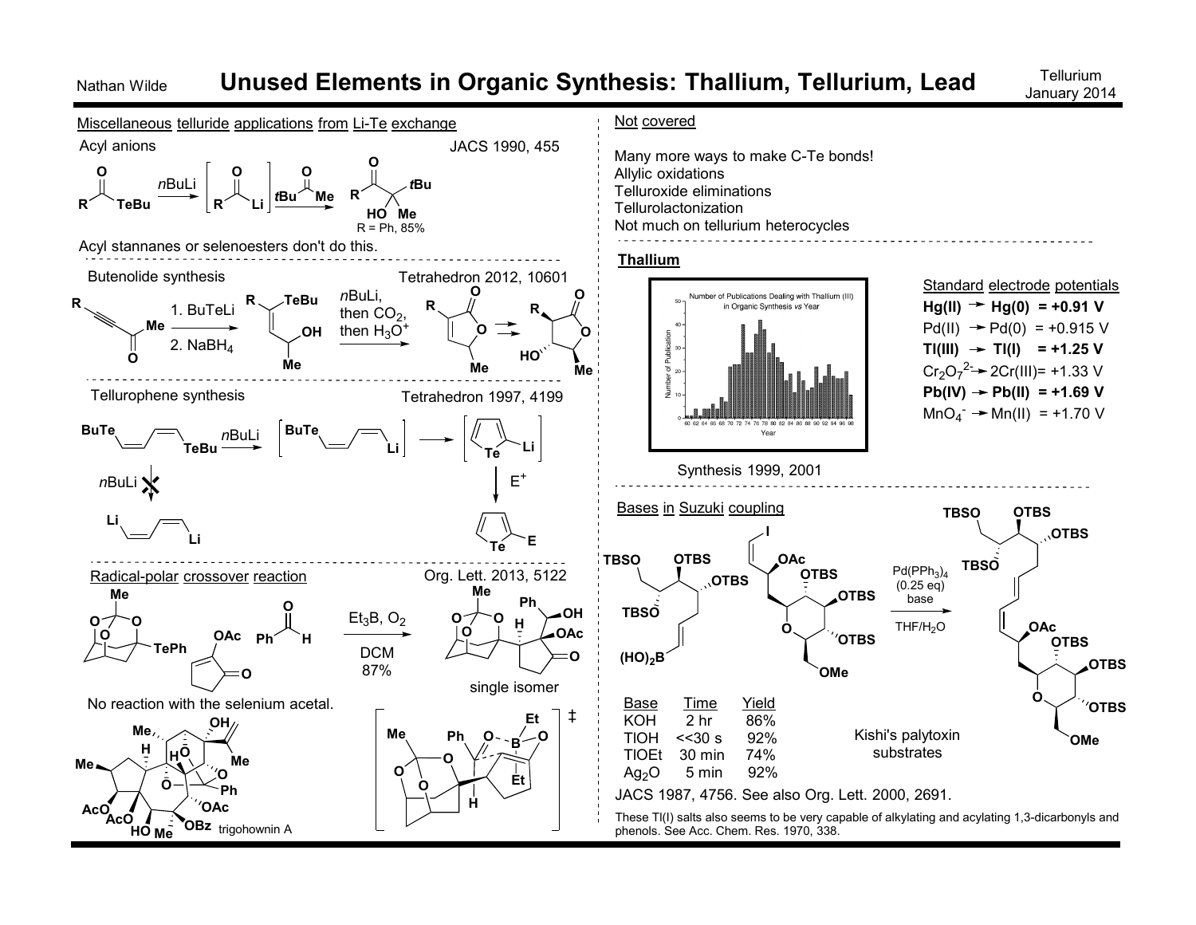# Unused Elements in Organic Synthesis: Thallium, Tellurium, Lead

Nathan Wilde — Tellurium, January 2014

## Miscellaneous telluride applications from Li-Te exchange

### Acyl anions

JACS 1990, 455

R(C=O)TeBu → ($n$BuLi) → [R(C=O)Li] → ($t$Bu(C=O)Me) → R(C=O)C($t$Bu)(OH)Me

R = Ph, 85%

Acyl stannanes or selenoesters don't do this.

### Butenolide synthesis

Tetrahedron 2012, 10601

1. BuTeLi
2. $NaBH_4$

$n$BuLi, then $CO_2$, then $H_3O^+$

### Tellurophene synthesis

Tetrahedron 1997, 4199

BuTe–CH=CH–CH=CH–TeBu → ($n$BuLi) → [BuTe–CH=CH–CH=CH–Li] → [2-lithiotellurophene] → ($E^+$) → 2-E-tellurophene

$n$BuLi ✗ → Li–CH=CH–CH=CH–Li

### Radical-polar crossover reaction

Org. Lett. 2013, 5122

$Et_3B$, $O_2$, DCM, 87%

single isomer

No reaction with the selenium acetal.

trigohownin A

## Not covered

Many more ways to make C-Te bonds!
Allylic oxidations
Telluroxide eliminations
Tellurolactonization
Not much on tellurium heterocycles

## Thallium

Number of Publications Dealing with Thallium (III) in Organic Synthesis *vs* Year

Synthesis 1999, 2001

### Standard electrode potentials

- **Hg(II) → Hg(0) = +0.91 V**
- Pd(II) → Pd(0) = +0.915 V
- **Tl(III) → Tl(I) = +1.25 V**
- $Cr_2O_7^{2-}$ → 2Cr(III) = +1.33 V
- **Pb(IV) → Pb(II) = +1.69 V**
- $MnO_4^-$ → Mn(II) = +1.70 V

### Bases in Suzuki coupling

$Pd(PPh_3)_4$ (0.25 eq), base, THF/$H_2O$

Kishi's palytoxin substrates

| Base | Time | Yield |
|---|---|---|
| KOH | 2 hr | 86% |
| TlOH | <<30 s | 92% |
| TlOEt | 30 min | 74% |
| $Ag_2O$ | 5 min | 92% |

JACS 1987, 4756. See also Org. Lett. 2000, 2691.

These Tl(I) salts also seems to be very capable of alkylating and acylating 1,3-dicarbonyls and phenols. See Acc. Chem. Res. 1970, 338.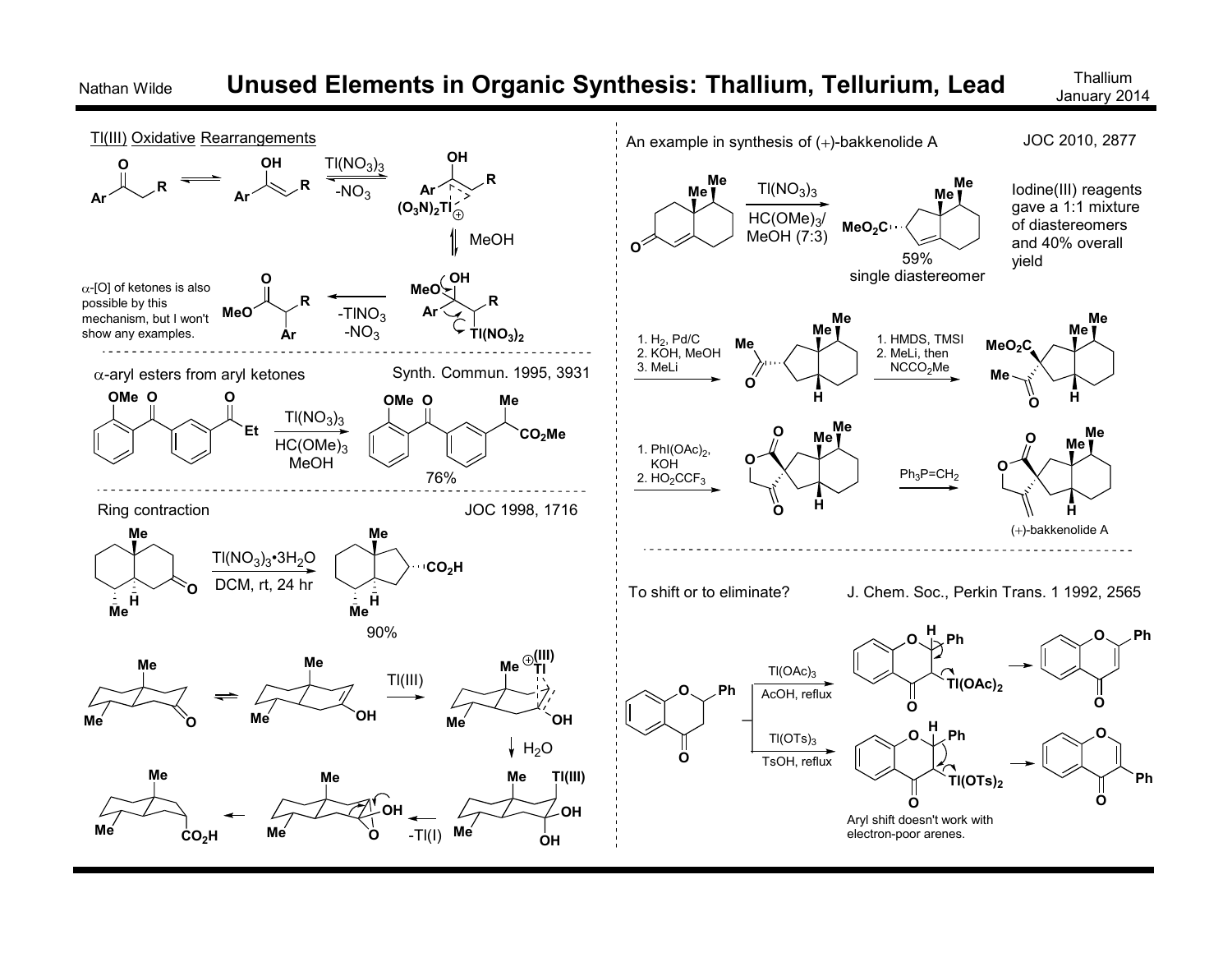# Unused Elements in Organic Synthesis: Thallium, Tellurium, Lead

Nathan Wilde — Thallium, January 2014

## Tl(III) Oxidative Rearrangements

$Tl(NO_3)_3$, $-NO_3$; MeOH; $-TlNO_3$, $-NO_3$

α-[O] of ketones is also possible by this mechanism, but I won't show any examples.

## α-aryl esters from aryl ketones

Synth. Commun. 1995, 3931

$Tl(NO_3)_3$, $HC(OMe)_3$, MeOH — 76%

## Ring contraction

JOC 1998, 1716

$Tl(NO_3)_3 \cdot 3H_2O$, DCM, rt, 24 hr — 90%

Tl(III); $H_2O$; -Tl(I)

## An example in synthesis of (+)-bakkenolide A

JOC 2010, 2877

$Tl(NO_3)_3$, $HC(OMe)_3$/MeOH (7:3) — 59%, single diastereomer

Iodine(III) reagents gave a 1:1 mixture of diastereomers and 40% overall yield

1. $H_2$, Pd/C
2. KOH, MeOH
3. MeLi

1. HMDS, TMSI
2. MeLi, then $NCCO_2Me$

1. $PhI(OAc)_2$, KOH
2. $HO_2CCF_3$

$Ph_3P=CH_2$ — (+)-bakkenolide A

## To shift or to eliminate?

J. Chem. Soc., Perkin Trans. 1 1992, 2565

$Tl(OAc)_3$, AcOH, reflux

$Tl(OTs)_3$, TsOH, reflux

Aryl shift doesn't work with electron-poor arenes.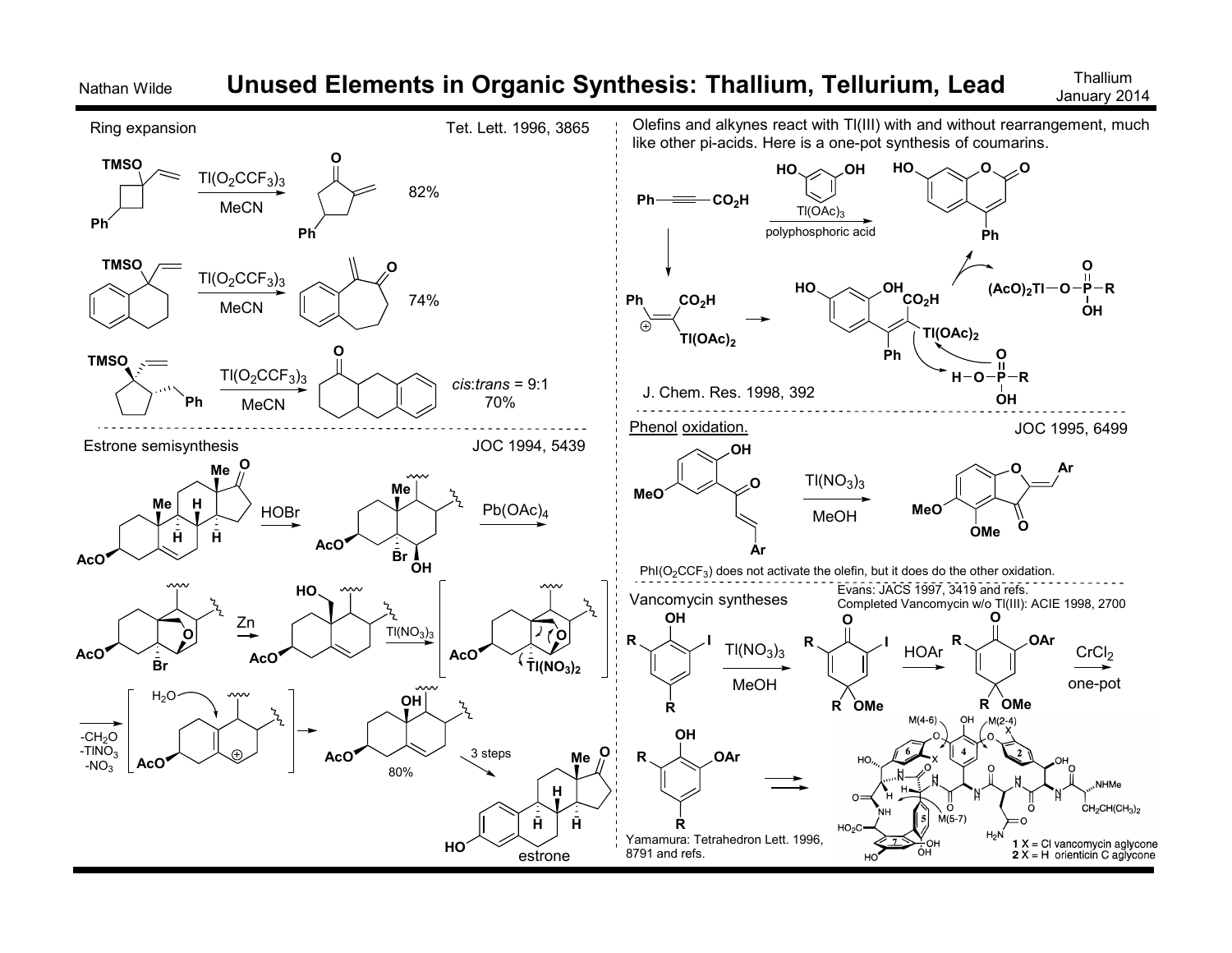# Unused Elements in Organic Synthesis: Thallium, Tellurium, Lead

Nathan Wilde — Thallium, January 2014

## Ring expansion

Tet. Lett. 1996, 3865

$Tl(O_2CCF_3)_3$, MeCN — 82%

$Tl(O_2CCF_3)_3$, MeCN — 74%

$Tl(O_2CCF_3)_3$, MeCN — *cis*:*trans* = 9:1, 70%

## Estrone semisynthesis

JOC 1994, 5439

HOBr → $Pb(OAc)_4$ → Zn → $Tl(NO_3)_3$ → $-CH_2O$, $-TlNO_3$, $-NO_3$ → $H_2O$ → 80% → 3 steps → estrone

## Olefins and alkynes

Olefins and alkynes react with Tl(III) with and without rearrangement, much like other pi-acids. Here is a one-pot synthesis of coumarins.

$Tl(OAc)_3$, polyphosphoric acid

J. Chem. Res. 1998, 392

## Phenol oxidation.

JOC 1995, 6499

$Tl(NO_3)_3$, MeOH

$PhI(O_2CCF_3)$ does not activate the olefin, but it does do the other oxidation.

## Vancomycin syntheses

Evans: JACS 1997, 3419 and refs.
Completed Vancomycin w/o Tl(III): ACIE 1998, 2700

$Tl(NO_3)_3$, MeOH → HOAr → $CrCl_2$ one-pot

Yamamura: Tetrahedron Lett. 1996, 8791 and refs.

**1** X = Cl vancomycin aglycone
**2** X = H orienticin C aglycone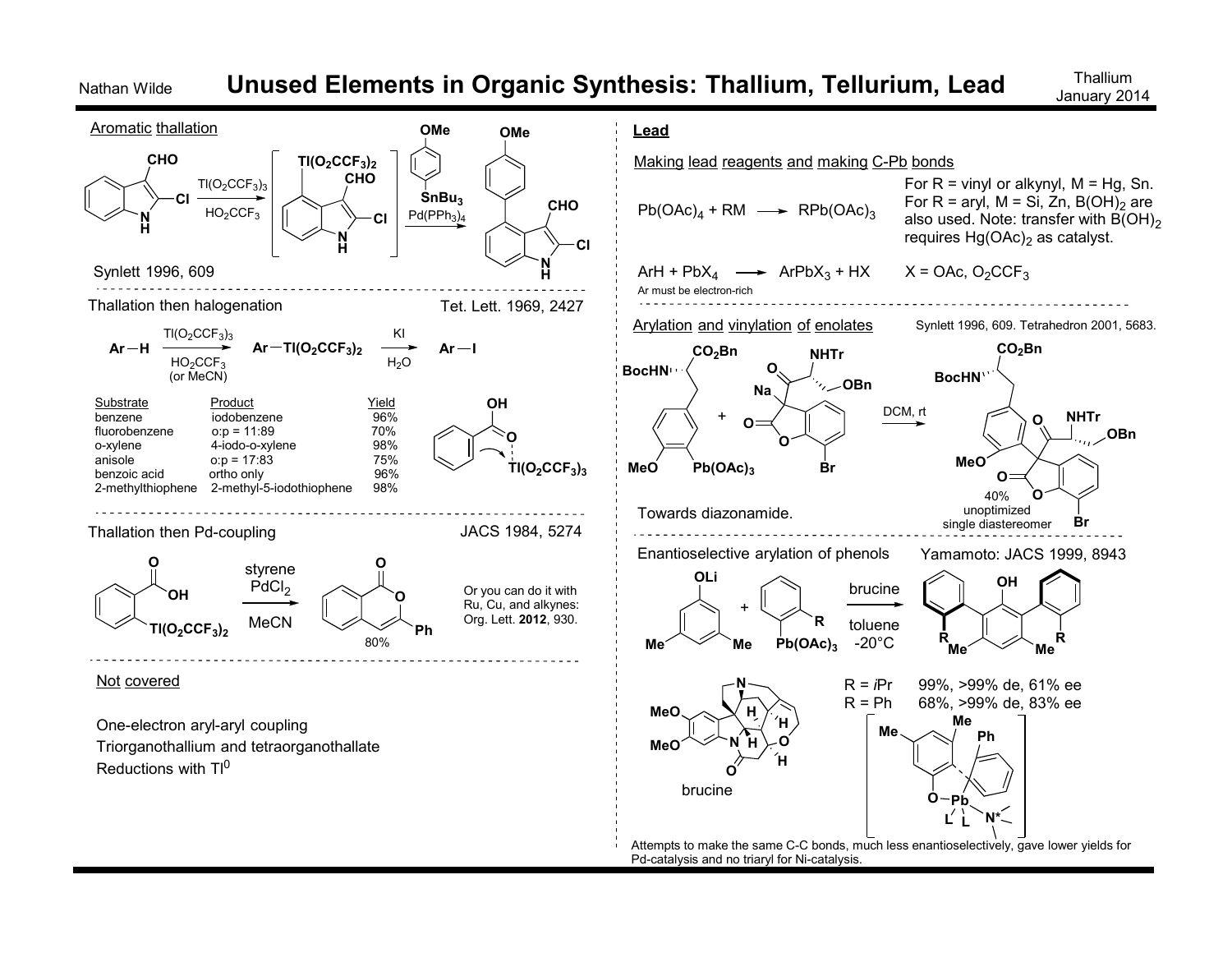# Unused Elements in Organic Synthesis: Thallium, Tellurium, Lead

## Aromatic thallation

2-chloroindole-3-carbaldehyde → $Tl(O_2CCF_3)_3$, $HO_2CCF_3$ → [4-$Tl(O_2CCF_3)_2$-2-chloroindole-3-carbaldehyde] → 4-methoxyphenyl-$SnBu_3$, $Pd(PPh_3)_4$ → 4-(4-methoxyphenyl)-2-chloroindole-3-carbaldehyde

Synlett 1996, 609

## Thallation then halogenation

Tet. Lett. 1969, 2427

$$\text{Ar}-\text{H} \xrightarrow[\text{HO}_2\text{CCF}_3 \text{ (or MeCN)}]{\text{Tl(O}_2\text{CCF}_3)_3} \text{Ar}-\text{Tl(O}_2\text{CCF}_3)_2 \xrightarrow[\text{H}_2\text{O}]{\text{KI}} \text{Ar}-\text{I}$$

| Substrate | Product | Yield |
|---|---|---|
| benzene | iodobenzene | 96% |
| fluorobenzene | o:p = 11:89 | 70% |
| o-xylene | 4-iodo-o-xylene | 98% |
| anisole | o:p = 17:83 | 75% |
| benzoic acid | ortho only | 96% |
| 2-methylthiophene | 2-methyl-5-iodothiophene | 98% |

(Benzoic acid carbonyl O coordinates $Tl(O_2CCF_3)_3$, directing ortho thallation.)

## Thallation then Pd-coupling

JACS 1984, 5274

2-$Tl(O_2CCF_3)_2$-benzoic acid → styrene, $PdCl_2$, MeCN → 3-phenylisocoumarin (80%)

Or you can do it with Ru, Cu, and alkynes: Org. Lett. **2012**, 930.

## Not covered

One-electron aryl-aryl coupling

Triorganothallium and tetraorganothallate

Reductions with $Tl^0$

## Lead

### Making lead reagents and making C-Pb bonds

$$Pb(OAc)_4 + RM \longrightarrow RPb(OAc)_3$$

For R = vinyl or alkynyl, M = Hg, Sn. For R = aryl, M = Si, Zn, $B(OH)_2$ are also used. Note: transfer with $B(OH)_2$ requires $Hg(OAc)_2$ as catalyst.

$$ArH + PbX_4 \longrightarrow ArPbX_3 + HX \qquad X = OAc,\ O_2CCF_3$$

Ar must be electron-rich

### Arylation and vinylation of enolates

Synlett 1996, 609. Tetrahedron 2001, 5683.

BocHN-protected amino ester (CO$_2$Bn) aryl–$Pb(OAc)_3$ (MeO-substituted) + sodium enolate of 7-bromobenzofuranone bearing NHTr/OBn side chain → DCM, rt → arylated quaternary center product, 40% unoptimized, single diastereomer

Towards diazonamide.

### Enantioselective arylation of phenols

Yamamoto: JACS 1999, 8943

Lithium 3,5-dimethylphenoxide + 2-R-phenyl-$Pb(OAc)_3$ → brucine, toluene, -20°C → 2,6-bis(2-R-phenyl)-3,5-dimethylphenol

R = *i*Pr 99%, >99% de, 61% ee

R = Ph 68%, >99% de, 83% ee

brucine

Attempts to make the same C-C bonds, much less enantioselectively, gave lower yields for Pd-catalysis and no triaryl for Ni-catalysis.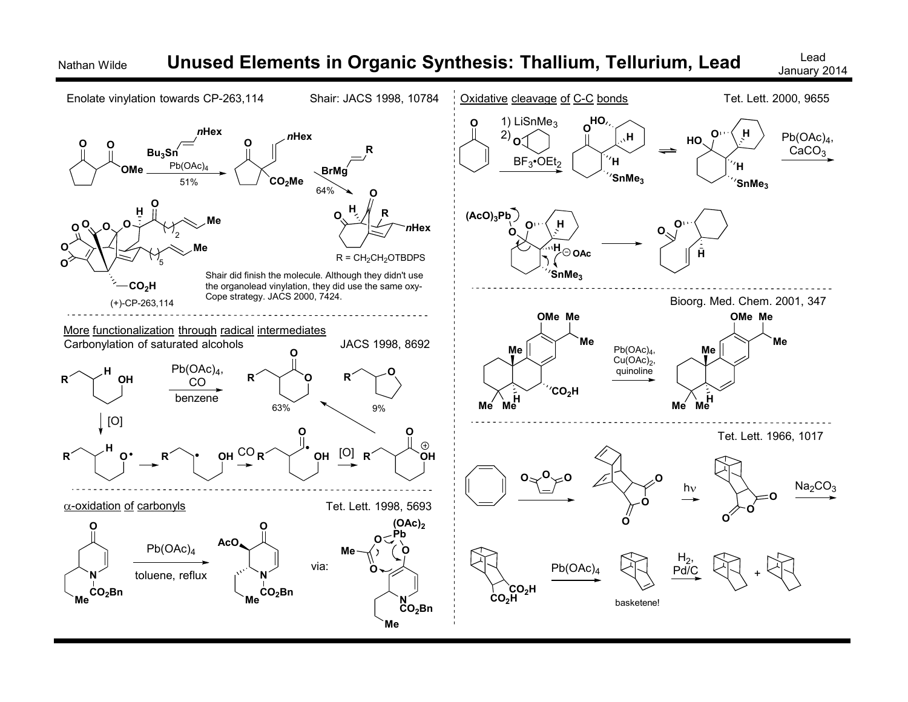# Unused Elements in Organic Synthesis: Thallium, Tellurium, Lead

Nathan Wilde — Lead, January 2014

## Enolate vinylation towards CP-263,114

Shair: JACS 1998, 10784

$Bu_3Sn$–CH=CH–nHex, $Pb(OAc)_4$, 51%

BrMg–CH=CH–R, 64%

R = $CH_2CH_2OTBDPS$

(+)-CP-263,114

Shair did finish the molecule. Although they didn't use the organolead vinylation, they did use the same oxy-Cope strategy. JACS 2000, 7424.

## More functionalization through radical intermediates

Carbonylation of saturated alcohols — JACS 1998, 8692

$Pb(OAc)_4$, CO, benzene — 63% ; 9%

[O] ; [O]

## α-oxidation of carbonyls

Tet. Lett. 1998, 5693

$Pb(OAc)_4$, toluene, reflux

via: $(OAc)_2Pb$

## Oxidative cleavage of C-C bonds

Tet. Lett. 2000, 9655

1) $LiSnMe_3$
2) cyclohexene oxide, $BF_3•OEt_2$

$Pb(OAc)_4$, $CaCO_3$

$(AcO)_3Pb$, $SnMe_3$, ⊖OAc

## Bioorg. Med. Chem. 2001, 347

$Pb(OAc)_4$, $Cu(OAc)_2$, quinoline

## Tet. Lett. 1966, 1017

hν ; $Na_2CO_3$ ; $Pb(OAc)_4$ ; $H_2$, Pd/C

basketene!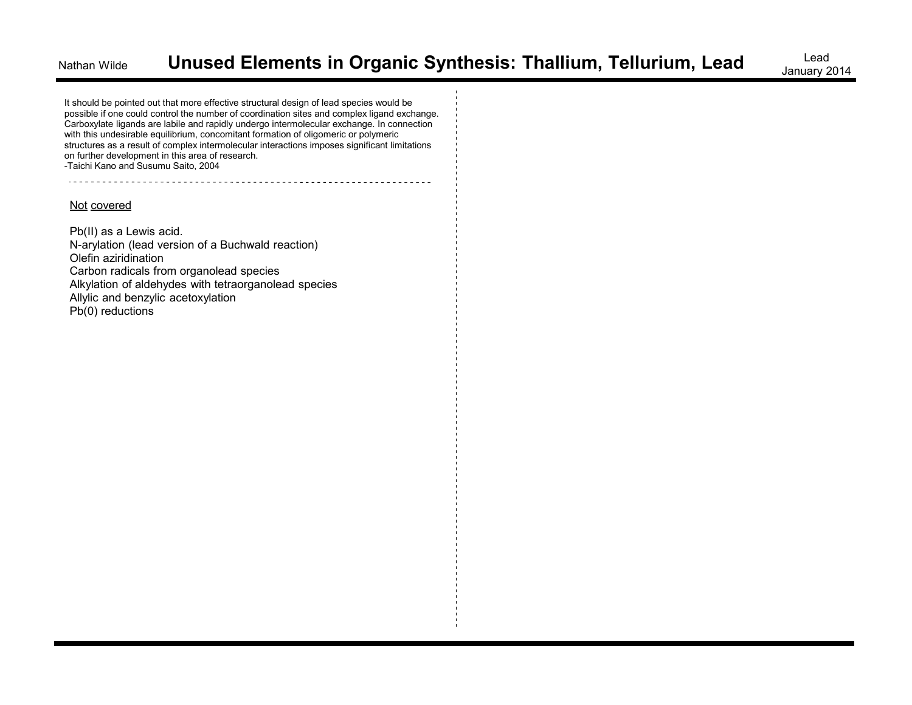It should be pointed out that more effective structural design of lead species would be possible if one could control the number of coordination sites and complex ligand exchange. Carboxylate ligands are labile and rapidly undergo intermolecular exchange. In connection with this undesirable equilibrium, concomitant formation of oligomeric or polymeric structures as a result of complex intermolecular interactions imposes significant limitations on further development in this area of research.
-Taichi Kano and Susumu Saito, 2004

---

Not covered

Pb(II) as a Lewis acid.
N-arylation (lead version of a Buchwald reaction)
Olefin aziridination
Carbon radicals from organolead species
Alkylation of aldehydes with tetraorganolead species
Allylic and benzylic acetoxylation
Pb(0) reductions